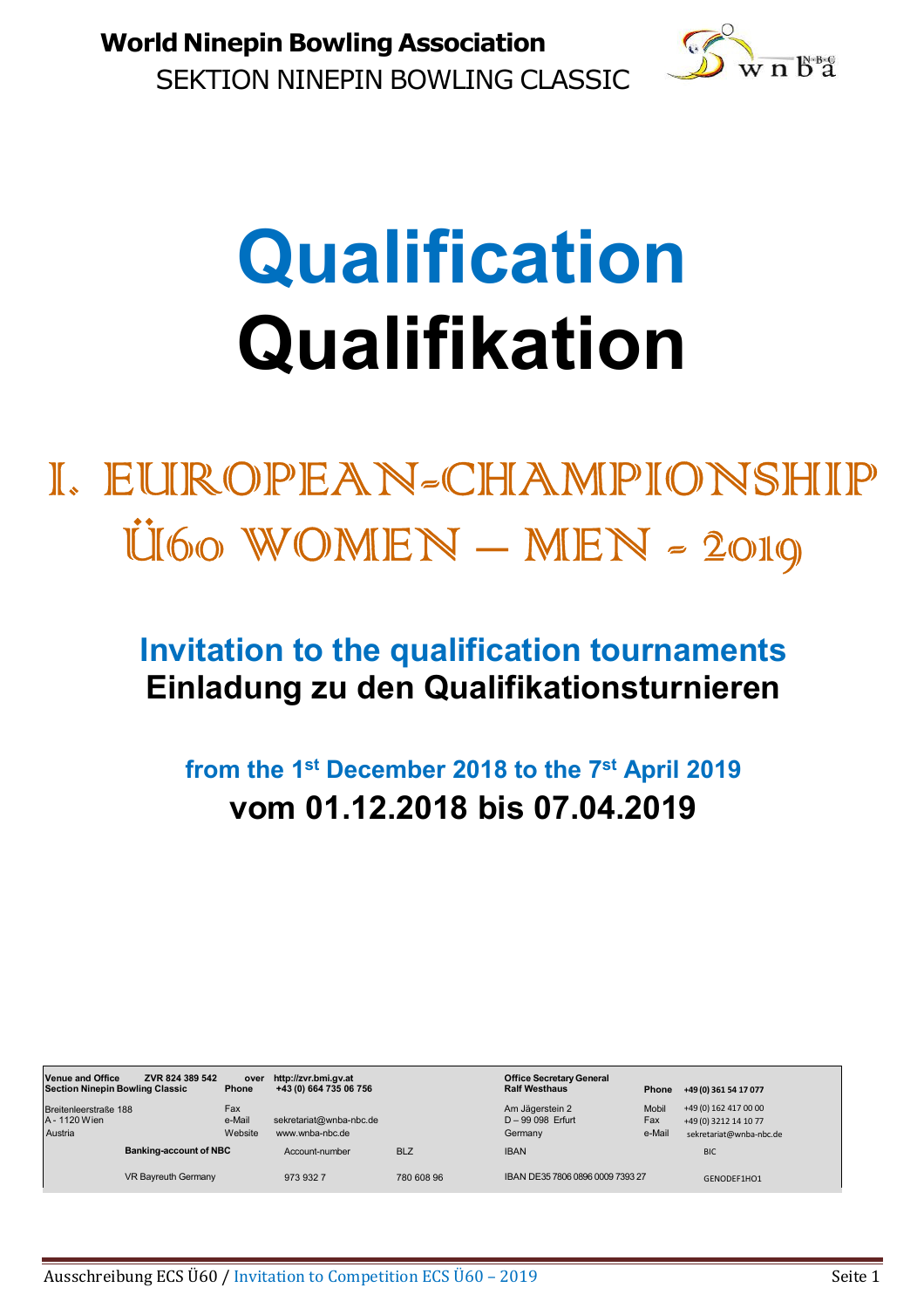**World Ninepin Bowling Association**

SEKTION NINEPIN BOWLING CLASSIC

# Qualification
# Qualifikation

## I. EUROPEAN-CHAMPIONSHIP Ü60 WOMEN – MEN - 2019

### Invitation to the qualification tournaments
### Einladung zu den Qualifikationsturnieren

**from the 1st December 2018 to the 7st April 2019**

**vom 01.12.2018 bis 07.04.2019**

| **Venue and Office** **Section Ninepin Bowling Classic** | **ZVR 824 389 542** | **over** **Phone** | **http://zvr.bmi.gv.at** **+43 (0) 664 735 06 756** | | **Office Secretary General** **Ralf Westhaus** | **Phone** | **+49 (0) 361 54 17 077** |
|---|---|---|---|---|---|---|---|
| Breitenleerstraße 188 A - 1120 Wien Austria | | Fax e-Mail Website | sekretariat@wnba-nbc.de www.wnba-nbc.de | | Am Jägerstein 2 D – 99 098 Erfurt Germany | Mobil Fax e-Mail | +49 (0) 162 417 00 00 +49 (0) 3212 14 10 77 sekretariat@wnba-nbc.de |
| | **Banking-account of NBC** | | Account-number | BLZ | IBAN | | BIC |
| | VR Bayreuth Germany | | 973 932 7 | 780 608 96 | IBAN DE35 7806 0896 0009 7393 27 | | GENODEF1HO1 |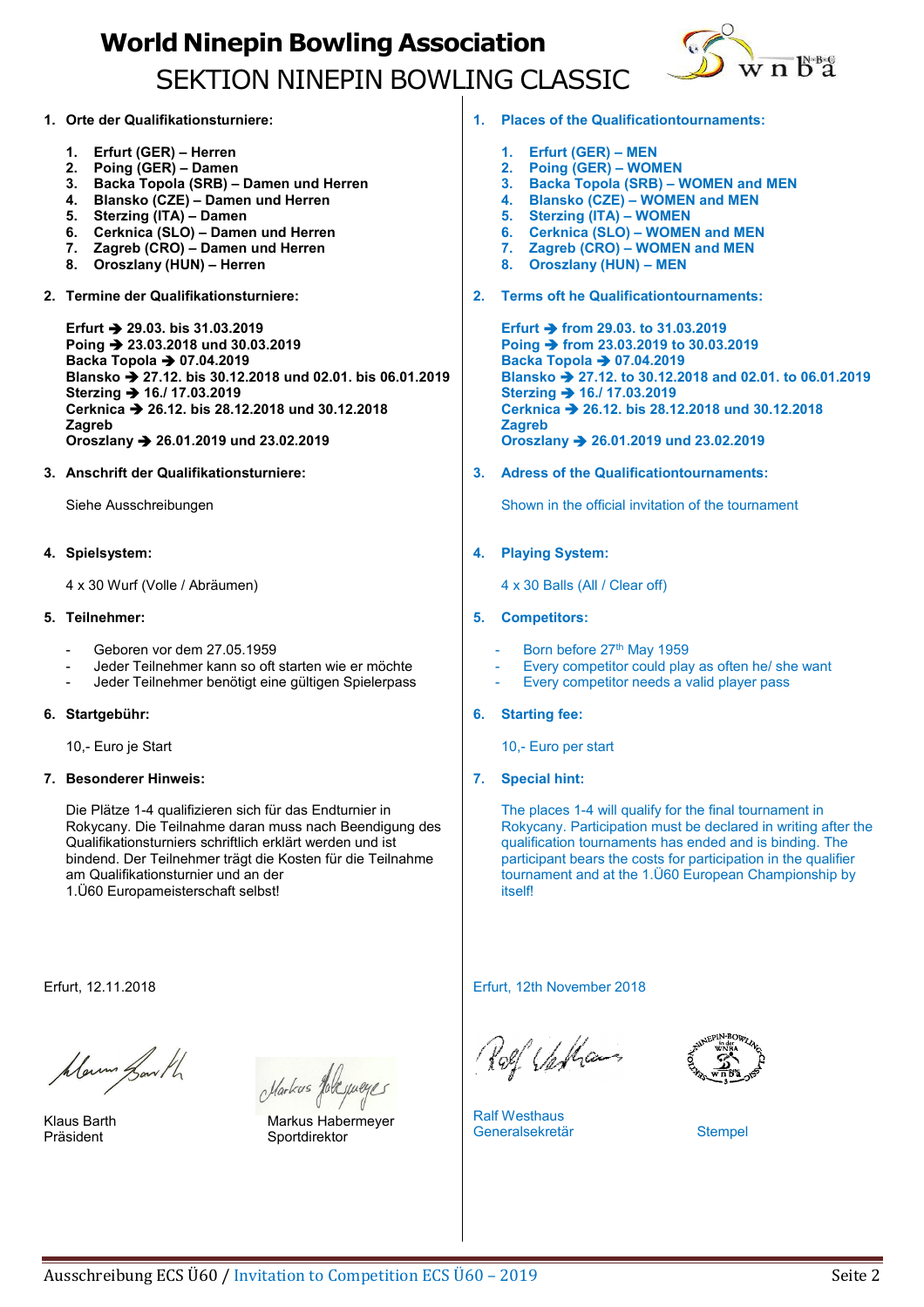# World Ninepin Bowling Association

## SEKTION NINEPIN BOWLING CLASSIC

1. **Orte der Qualifikationsturniere:**

   1. **Erfurt (GER) – Herren**
   2. **Poing (GER) – Damen**
   3. **Backa Topola (SRB) – Damen und Herren**
   4. **Blansko (CZE) – Damen und Herren**
   5. **Sterzing (ITA) – Damen**
   6. **Cerknica (SLO) – Damen und Herren**
   7. **Zagreb (CRO) – Damen und Herren**
   8. **Oroszlany (HUN) – Herren**

2. **Termine der Qualifikationsturniere:**

   **Erfurt ➔ 29.03. bis 31.03.2019**
   **Poing ➔ 23.03.2018 und 30.03.2019**
   **Backa Topola ➔ 07.04.2019**
   **Blansko ➔ 27.12. bis 30.12.2018 und 02.01. bis 06.01.2019**
   **Sterzing ➔ 16./ 17.03.2019**
   **Cerknica ➔ 26.12. bis 28.12.2018 und 30.12.2018**
   **Zagreb**
   **Oroszlany ➔ 26.01.2019 und 23.02.2019**

3. **Anschrift der Qualifikationsturniere:**

   Siehe Ausschreibungen

4. **Spielsystem:**

   4 x 30 Wurf (Volle / Abräumen)

5. **Teilnehmer:**

   - Geboren vor dem 27.05.1959
   - Jeder Teilnehmer kann so oft starten wie er möchte
   - Jeder Teilnehmer benötigt eine gültigen Spielerpass

6. **Startgebühr:**

   10,- Euro je Start

7. **Besonderer Hinweis:**

   Die Plätze 1-4 qualifizieren sich für das Endturnier in Rokycany. Die Teilnahme daran muss nach Beendigung des Qualifikationsturniers schriftlich erklärt werden und ist bindend. Der Teilnehmer trägt die Kosten für die Teilnahme am Qualifikationsturnier und an der 1.Ü60 Europameisterschaft selbst!

Erfurt, 12.11.2018

Klaus Barth
Präsident

Markus Habermeyer
Sportdirektor

1. **Places of the Qualificationtournaments:**

   1. **Erfurt (GER) – MEN**
   2. **Poing (GER) – WOMEN**
   3. **Backa Topola (SRB) – WOMEN and MEN**
   4. **Blansko (CZE) – WOMEN and MEN**
   5. **Sterzing (ITA) – WOMEN**
   6. **Cerknica (SLO) – WOMEN and MEN**
   7. **Zagreb (CRO) – WOMEN and MEN**
   8. **Oroszlany (HUN) – MEN**

2. **Terms oft he Qualificationtournaments:**

   **Erfurt ➔ from 29.03. to 31.03.2019**
   **Poing ➔ from 23.03.2019 to 30.03.2019**
   **Backa Topola ➔ 07.04.2019**
   **Blansko ➔ 27.12. to 30.12.2018 and 02.01. to 06.01.2019**
   **Sterzing ➔ 16./ 17.03.2019**
   **Cerknica ➔ 26.12. bis 28.12.2018 und 30.12.2018**
   **Zagreb**
   **Oroszlany ➔ 26.01.2019 und 23.02.2019**

3. **Adress of the Qualificationtournaments:**

   Shown in the official invitation of the tournament

4. **Playing System:**

   4 x 30 Balls (All / Clear off)

5. **Competitors:**

   - Born before 27th May 1959
   - Every competitor could play as often he/ she want
   - Every competitor needs a valid player pass

6. **Starting fee:**

   10,- Euro per start

7. **Special hint:**

   The places 1-4 will qualify for the final tournament in Rokycany. Participation must be declared in writing after the qualification tournaments has ended and is binding. The participant bears the costs for participation in the qualifier tournament and at the 1.Ü60 European Championship by itself!

Erfurt, 12th November 2018

Ralf Westhaus
Generalsekretär

Stempel